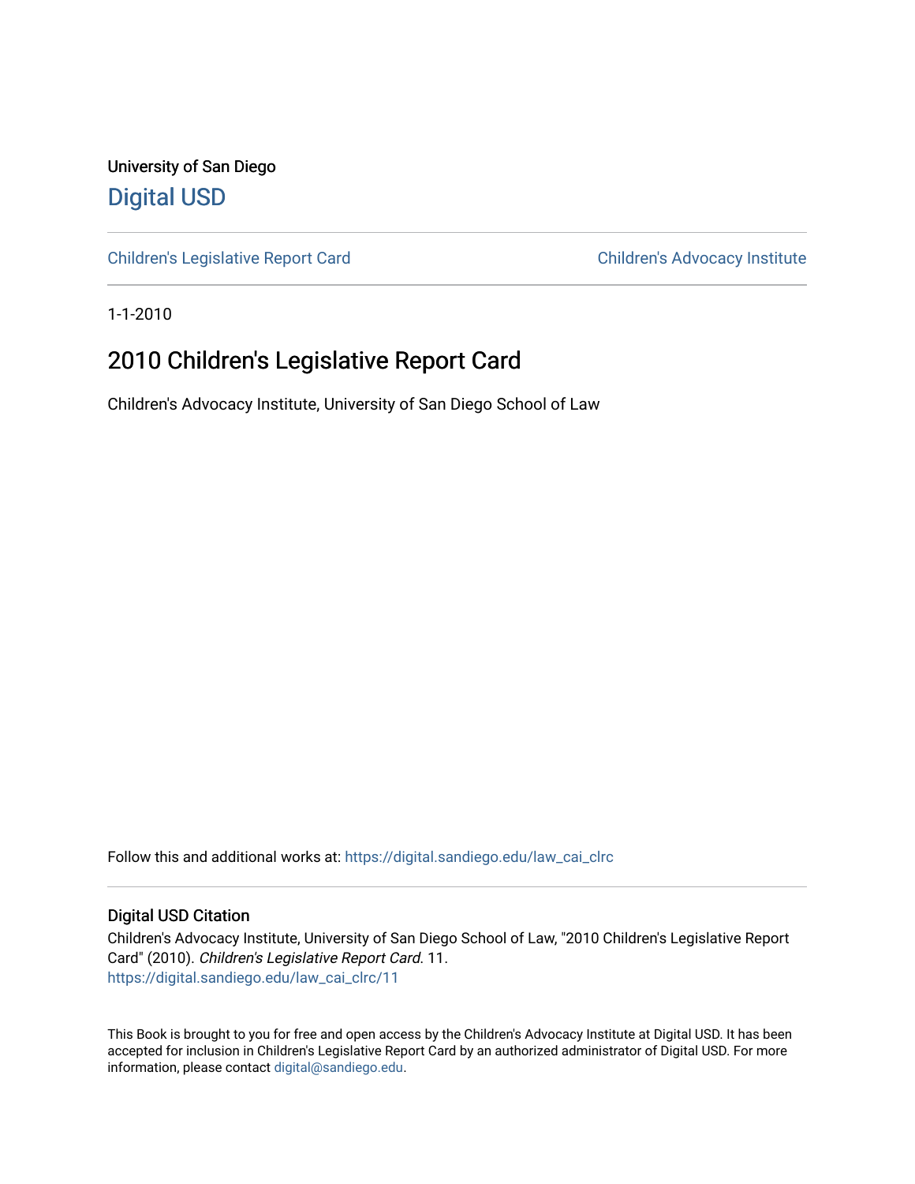University of San Diego

# Digital USD

Children's Legislative Report Card | Children's Advocacy Institute

1-1-2010

## 2010 Children's Legislative Report Card

Children's Advocacy Institute, University of San Diego School of Law

Follow this and additional works at: https://digital.sandiego.edu/law_cai_clrc

### Digital USD Citation

Children's Advocacy Institute, University of San Diego School of Law, "2010 Children's Legislative Report Card" (2010). *Children's Legislative Report Card*. 11.
https://digital.sandiego.edu/law_cai_clrc/11

This Book is brought to you for free and open access by the Children's Advocacy Institute at Digital USD. It has been accepted for inclusion in Children's Legislative Report Card by an authorized administrator of Digital USD. For more information, please contact digital@sandiego.edu.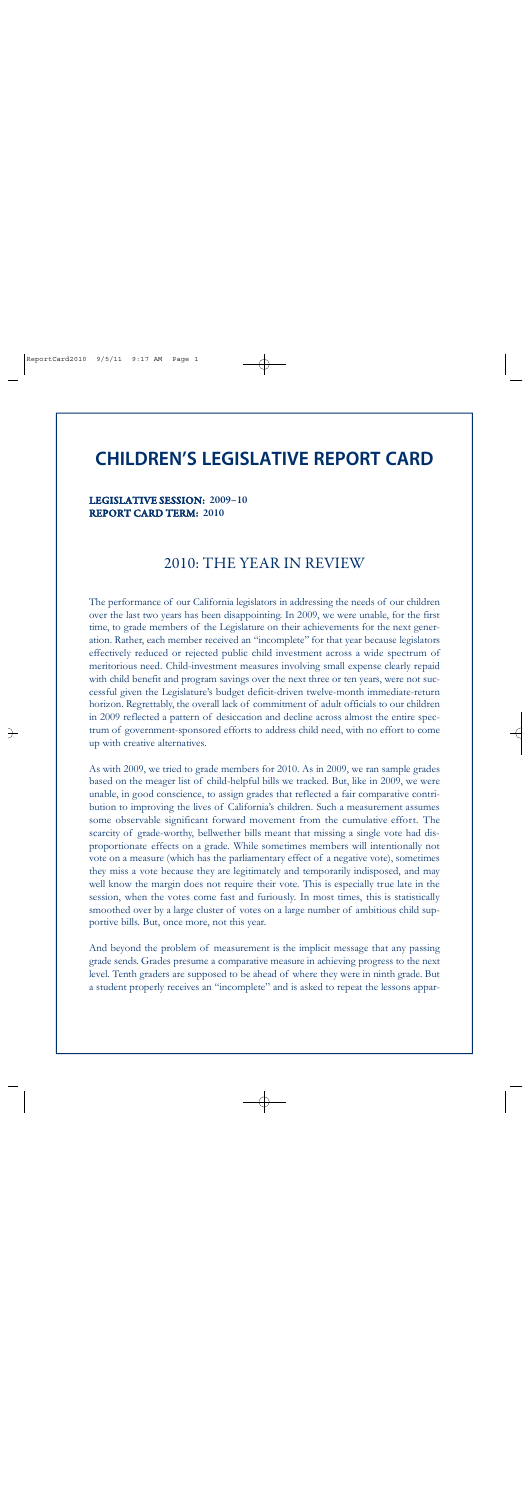# CHILDREN'S LEGISLATIVE REPORT CARD

**LEGISLATIVE SESSION: 2009–10**
**REPORT CARD TERM: 2010**

## 2010: THE YEAR IN REVIEW

The performance of our California legislators in addressing the needs of our children over the last two years has been disappointing. In 2009, we were unable, for the first time, to grade members of the Legislature on their achievements for the next generation. Rather, each member received an "incomplete" for that year because legislators effectively reduced or rejected public child investment across a wide spectrum of meritorious need. Child-investment measures involving small expense clearly repaid with child benefit and program savings over the next three or ten years, were not successful given the Legislature's budget deficit-driven twelve-month immediate-return horizon. Regrettably, the overall lack of commitment of adult officials to our children in 2009 reflected a pattern of desiccation and decline across almost the entire spectrum of government-sponsored efforts to address child need, with no effort to come up with creative alternatives.

As with 2009, we tried to grade members for 2010. As in 2009, we ran sample grades based on the meager list of child-helpful bills we tracked. But, like in 2009, we were unable, in good conscience, to assign grades that reflected a fair comparative contribution to improving the lives of California's children. Such a measurement assumes some observable significant forward movement from the cumulative effort. The scarcity of grade-worthy, bellwether bills meant that missing a single vote had disproportionate effects on a grade. While sometimes members will intentionally not vote on a measure (which has the parliamentary effect of a negative vote), sometimes they miss a vote because they are legitimately and temporarily indisposed, and may well know the margin does not require their vote. This is especially true late in the session, when the votes come fast and furiously. In most times, this is statistically smoothed over by a large cluster of votes on a large number of ambitious child supportive bills. But, once more, not this year.

And beyond the problem of measurement is the implicit message that any passing grade sends. Grades presume a comparative measure in achieving progress to the next level. Tenth graders are supposed to be ahead of where they were in ninth grade. But a student properly receives an "incomplete" and is asked to repeat the lessons appar-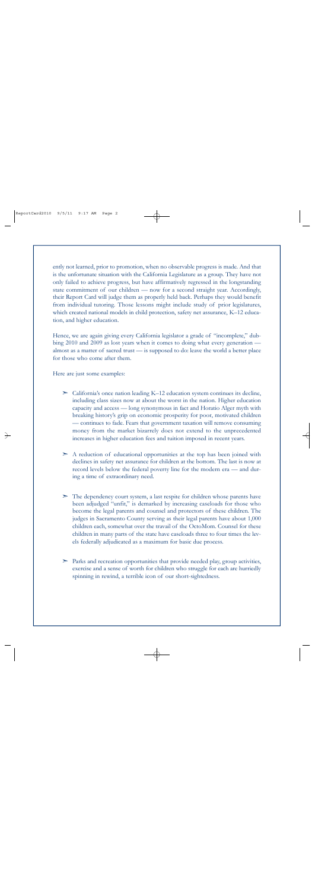ently not learned, prior to promotion, when no observable progress is made. And that is the unfortunate situation with the California Legislature as a group. They have not only failed to achieve progress, but have affirmatively regressed in the longstanding state commitment of our children — now for a second straight year. Accordingly, their Report Card will judge them as properly held back. Perhaps they would benefit from individual tutoring. Those lessons might include study of prior legislatures, which created national models in child protection, safety net assurance, K–12 education, and higher education.

Hence, we are again giving every California legislator a grade of "incomplete," dubbing 2010 and 2009 as lost years when it comes to doing what every generation — almost as a matter of sacred trust — is supposed to do: leave the world a better place for those who come after them.

Here are just some examples:

- California's once nation leading K–12 education system continues its decline, including class sizes now at about the worst in the nation. Higher education capacity and access — long synonymous in fact and Horatio Alger myth with breaking history's grip on economic prosperity for poor, motivated children — continues to fade. Fears that government taxation will remove consuming money from the market bizarrely does not extend to the unprecedented increases in higher education fees and tuition imposed in recent years.

- A reduction of educational opportunities at the top has been joined with declines in safety net assurance for children at the bottom. The last is now at record levels below the federal poverty line for the modern era — and during a time of extraordinary need.

- The dependency court system, a last respite for children whose parents have been adjudged "unfit," is demarked by increasing caseloads for those who become the legal parents and counsel and protectors of these children. The judges in Sacramento County serving as their legal parents have about 1,000 children each, somewhat over the travail of the OctoMom. Counsel for these children in many parts of the state have caseloads three to four times the levels federally adjudicated as a maximum for basic due process.

- Parks and recreation opportunities that provide needed play, group activities, exercise and a sense of worth for children who struggle for each are hurriedly spinning in rewind, a terrible icon of our short-sightedness.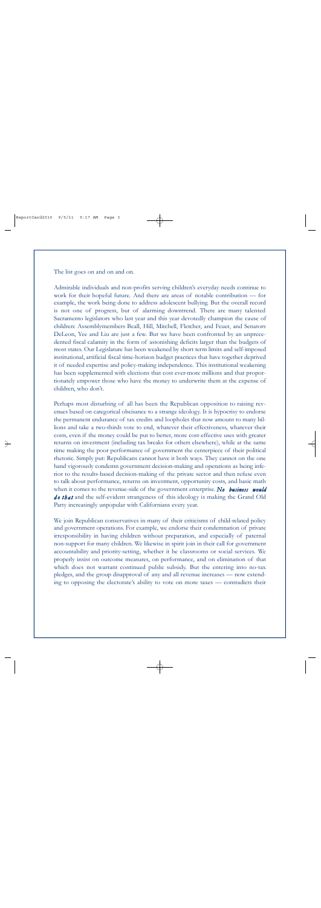The list goes on and on and on.

Admirable individuals and non-profits serving children's everyday needs continue to work for their hopeful future. And there are areas of notable contribution — for example, the work being done to address adolescent bullying. But the overall record is not one of progress, but of alarming downtrend. There are many talented Sacramento legislators who last year and this year devotedly champion the cause of children: Assemblymembers Beall, Hill, Mitchell, Fletcher, and Feuer, and Senators DeLeon, Yee and Liu are just a few. But we have been confronted by an unprecedented fiscal calamity in the form of astonishing deficits larger than the budgets of most states. Our Legislature has been weakened by short term limits and self-imposed institutional, artificial fiscal time-horizon budget practices that have together deprived it of needed expertise and policy-making independence. This institutional weakening has been supplemented with elections that cost ever-more millions and that proportionately empower those who have the money to underwrite them at the expense of children, who don't.

Perhaps most disturbing of all has been the Republican opposition to raising revenues based on categorical obeisance to a strange ideology. It is hypocrisy to endorse the permanent endurance of tax credits and loopholes that now amount to many billions and take a two-thirds vote to end, whatever their effectiveness, whatever their costs, even if the money could be put to better, more cost-effective uses with greater returns on investment (including tax breaks for others elsewhere), while at the same time making the poor performance of government the centerpiece of their political rhetoric. Simply put: Republicans cannot have it both ways. They cannot on the one hand vigorously condemn government decision-making and operations as being inferior to the results-based decision-making of the private sector and then refuse even to talk about performance, returns on investment, opportunity costs, and basic math when it comes to the revenue-side of the government enterprise. ***No business would do that*** and the self-evident strangeness of this ideology is making the Grand Old Party increasingly unpopular with Californians every year.

We join Republican conservatives in many of their criticisms of child-related policy and government operations. For example, we endorse their condemnation of private irresponsibility in having children without preparation, and especially of paternal non-support for many children. We likewise in spirit join in their call for government accountability and priority-setting, whether it be classrooms or social services. We properly insist on outcome measures, on performance, and on elimination of that which does not warrant continued public subsidy. But the entering into no-tax pledges, and the group disapproval of any and all revenue increases — now extending to opposing the electorate's ability to vote on more taxes — contradicts their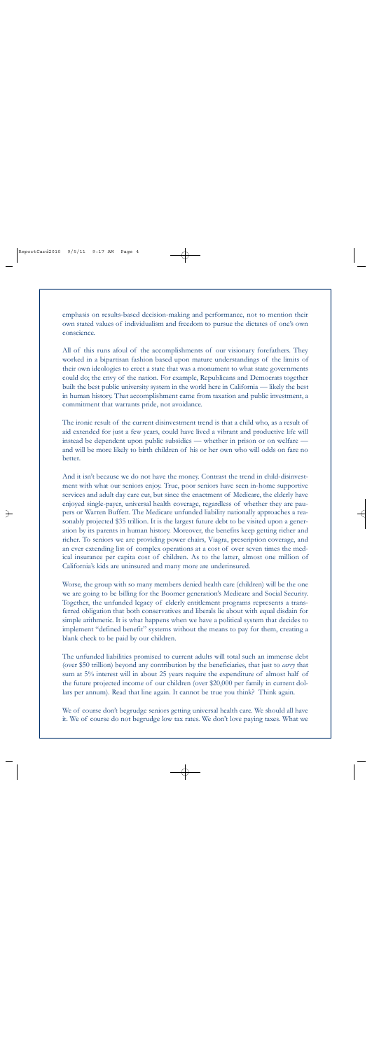emphasis on results-based decision-making and performance, not to mention their own stated values of individualism and freedom to pursue the dictates of one's own conscience.

All of this runs afoul of the accomplishments of our visionary forefathers. They worked in a bipartisan fashion based upon mature understandings of the limits of their own ideologies to erect a state that was a monument to what state governments could do; the envy of the nation. For example, Republicans and Democrats together built the best public university system in the world here in California — likely the best in human history. That accomplishment came from taxation and public investment, a commitment that warrants pride, not avoidance.

The ironic result of the current disinvestment trend is that a child who, as a result of aid extended for just a few years, could have lived a vibrant and productive life will instead be dependent upon public subsidies — whether in prison or on welfare — and will be more likely to birth children of his or her own who will odds on fare no better.

And it isn't because we do not have the money. Contrast the trend in child-disinvestment with what our seniors enjoy. True, poor seniors have seen in-home supportive services and adult day care cut, but since the enactment of Medicare, the elderly have enjoyed single-payer, universal health coverage, regardless of whether they are paupers or Warren Buffett. The Medicare unfunded liability nationally approaches a reasonably projected $35 trillion. It is the largest future debt to be visited upon a generation by its parents in human history. Moreover, the benefits keep getting richer and richer. To seniors we are providing power chairs, Viagra, prescription coverage, and an ever extending list of complex operations at a cost of over seven times the medical insurance per capita cost of children. As to the latter, almost one million of California's kids are uninsured and many more are underinsured.

Worse, the group with so many members denied health care (children) will be the one we are going to be billing for the Boomer generation's Medicare and Social Security. Together, the unfunded legacy of elderly entitlement programs represents a transferred obligation that both conservatives and liberals lie about with equal disdain for simple arithmetic. It is what happens when we have a political system that decides to implement "defined benefit" systems without the means to pay for them, creating a blank check to be paid by our children.

The unfunded liabilities promised to current adults will total such an immense debt (over $50 trillion) beyond any contribution by the beneficiaries, that just to *carry* that sum at 5% interest will in about 25 years require the expenditure of almost half of the future projected income of our children (over $20,000 per family in current dollars per annum). Read that line again. It cannot be true you think? Think again.

We of course don't begrudge seniors getting universal health care. We should all have it. We of course do not begrudge low tax rates. We don't love paying taxes. What we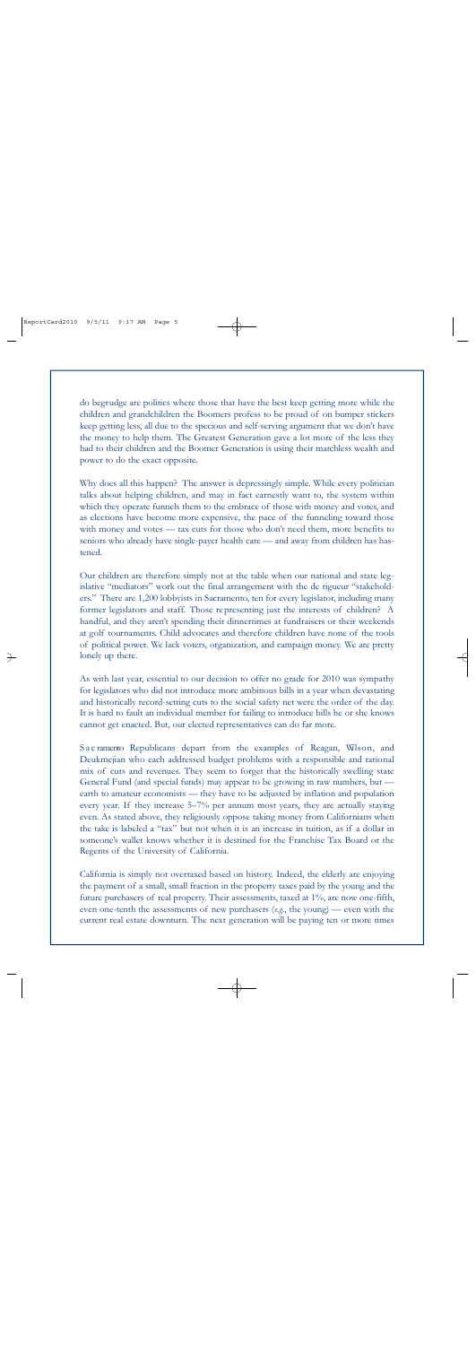do begrudge are politics where those that have the best keep getting more while the children and grandchildren the Boomers profess to be proud of on bumper stickers keep getting less, all due to the specious and self-serving argument that we don't have the money to help them. The Greatest Generation gave a lot more of the less they had to their children and the Boomer Generation is using their matchless wealth and power to do the exact opposite.

Why does all this happen? The answer is depressingly simple. While every politician talks about helping children, and may in fact earnestly want to, the system within which they operate funnels them to the embrace of those with money and votes, and as elections have become more expensive, the pace of the funneling toward those with money and votes — tax cuts for those who don't need them, more benefits to seniors who already have single-payer health care — and away from children has hastened.

Our children are therefore simply not at the table when our national and state legislative "mediators" work out the final arrangement with the de rigueur "stakeholders." There are 1,200 lobbyists in Sacramento, ten for every legislator, including many former legislators and staff. Those representing just the interests of children? A handful, and they aren't spending their dinnertimes at fundraisers or their weekends at golf tournaments. Child advocates and therefore children have none of the tools of political power. We lack voters, organization, and campaign money. We are pretty lonely up there.

As with last year, essential to our decision to offer no grade for 2010 was sympathy for legislators who did not introduce more ambitious bills in a year when devastating and historically record-setting cuts to the social safety net were the order of the day. It is hard to fault an individual member for failing to introduce bills he or she knows cannot get enacted. But, our elected representatives can do far more.

Sacramento Republicans depart from the examples of Reagan, Wilson, and Deukmejian who each addressed budget problems with a responsible and rational mix of cuts and revenues. They seem to forget that the historically swelling state General Fund (and special funds) may appear to be growing in raw numbers, but — earth to amateur economists — they have to be adjusted by inflation and population every year. If they increase 5–7% per annum most years, they are actually staying even. As stated above, they religiously oppose taking money from Californians when the take is labeled a "tax" but not when it is an increase in tuition, as if a dollar in someone's wallet knows whether it is destined for the Franchise Tax Board or the Regents of the University of California.

California is simply not overtaxed based on history. Indeed, the elderly are enjoying the payment of a small, small fraction in the property taxes paid by the young and the future purchasers of real property. Their assessments, taxed at 1%, are now one-fifth, even one-tenth the assessments of new purchasers (*e.g.*, the young) — even with the current real estate downturn. The next generation will be paying ten or more times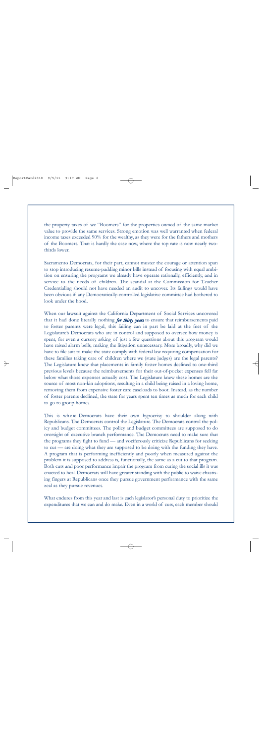the property taxes of we "Boomers" for the properties owned of the same market value to provide the same services. Strong emotion was well warranted when federal income taxes exceeded 90% for the wealthy, as they were for the fathers and mothers of the Boomers. That is hardly the case now, where the top rate is now nearly two-thirds lower.

Sacramento Democrats, for their part, cannot muster the courage or attention span to stop introducing resume-padding minor bills instead of focusing with equal ambition on ensuring the programs we already have operate rationally, efficiently, and in service to the needs of children. The scandal at the Commission for Teacher Credentialing should not have needed an audit to uncover. Its failings would have been obvious if any Democratically-controlled legislative committee had bothered to look under the hood.

When our lawsuit against the California Department of Social Services uncovered that it had done literally nothing ***for thirty years*** to ensure that reimbursements paid to foster parents were legal, this failing can in part be laid at the feet of the Legislature's Democrats who are in control and supposed to oversee how money is spent, for even a cursory asking of just a few questions about this program would have raised alarm bells, making the litigation unnecessary. More broadly, why did we have to file suit to make the state comply with federal law requiring compensation for these families taking care of children where we (state judges) are the legal parents? The Legislature knew that placements in family foster homes declined to one-third previous levels because the reimbursements for their out-of-pocket expenses fell far below what those expenses actually cost. The Legislature knew these homes are the source of most non-kin adoptions, resulting in a child being raised in a loving home, removing them from expensive foster care caseloads to boot. Instead, as the number of foster parents declined, the state for years spent ten times as much for each child to go to group homes.

This is where Democrats have their own hypocrisy to shoulder along with Republicans. The Democrats control the Legislature. The Democrats control the policy and budget committees. The policy and budget committees are supposed to do oversight of executive branch performance. The Democrats need to make sure that the programs they fight to fund — and vociferously criticize Republicans for seeking to cut — are doing what they are supposed to be doing with the funding they have. A program that is performing inefficiently and poorly when measured against the problem it is supposed to address is, functionally, the same as a cut to that program. Both cuts and poor performance impair the program from curing the social ills it was enacted to heal. Democrats will have greater standing with the public to waive chastising fingers at Republicans once they pursue government performance with the same zeal as they pursue revenues.

What endures from this year and last is each legislator's personal duty to prioritize the expenditures that we can and do make. Even in a world of cuts, each member should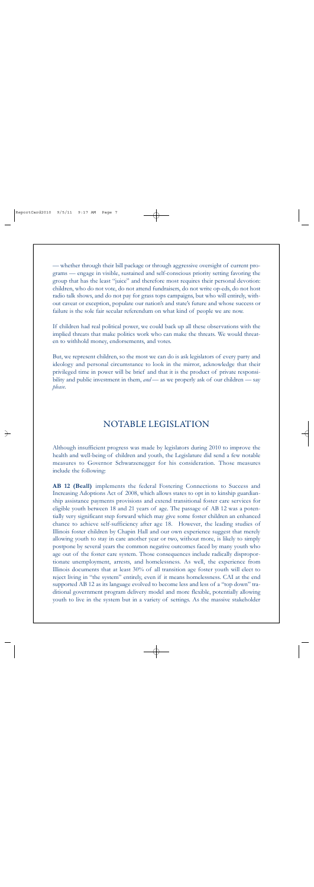— whether through their bill package or through aggressive oversight of current programs — engage in visible, sustained and self-conscious priority setting favoring the group that has the least "juice" and therefore most requires their personal devotion: children, who do not vote, do not attend fundraisers, do not write op-eds, do not host radio talk shows, and do not pay for grass tops campaigns, but who will entirely, without caveat or exception, populate our nation's and state's future and whose success or failure is the sole fair secular referendum on what kind of people we are now.

If children had real political power, we could back up all these observations with the implied threats that make politics work who can make the threats. We would threaten to withhold money, endorsements, and votes.

But, we represent children, so the most we can do is ask legislators of every party and ideology and personal circumstance to look in the mirror, acknowledge that their privileged time in power will be brief and that it is the product of private responsibility and public investment in them, *and* — as we properly ask of our children — say *please*.

## NOTABLE LEGISLATION

Although insufficient progress was made by legislators during 2010 to improve the health and well-being of children and youth, the Legislature did send a few notable measures to Governor Schwarzenegger for his consideration. Those measures include the following:

**AB 12 (Beall)** implements the federal Fostering Connections to Success and Increasing Adoptions Act of 2008, which allows states to opt in to kinship guardianship assistance payments provisions and extend transitional foster care services for eligible youth between 18 and 21 years of age. The passage of AB 12 was a potentially very significant step forward which may give some foster children an enhanced chance to achieve self-sufficiency after age 18. However, the leading studies of Illinois foster children by Chapin Hall and our own experience suggest that merely allowing youth to stay in care another year or two, without more, is likely to simply postpone by several years the common negative outcomes faced by many youth who age out of the foster care system. Those consequences include radically disproportionate unemployment, arrests, and homelessness. As well, the experience from Illinois documents that at least 30% of all transition age foster youth will elect to reject living in "the system" entirely, even if it means homelessness. CAI at the end supported AB 12 as its language evolved to become less and less of a "top down" traditional government program delivery model and more flexible, potentially allowing youth to live in the system but in a variety of settings. As the massive stakeholder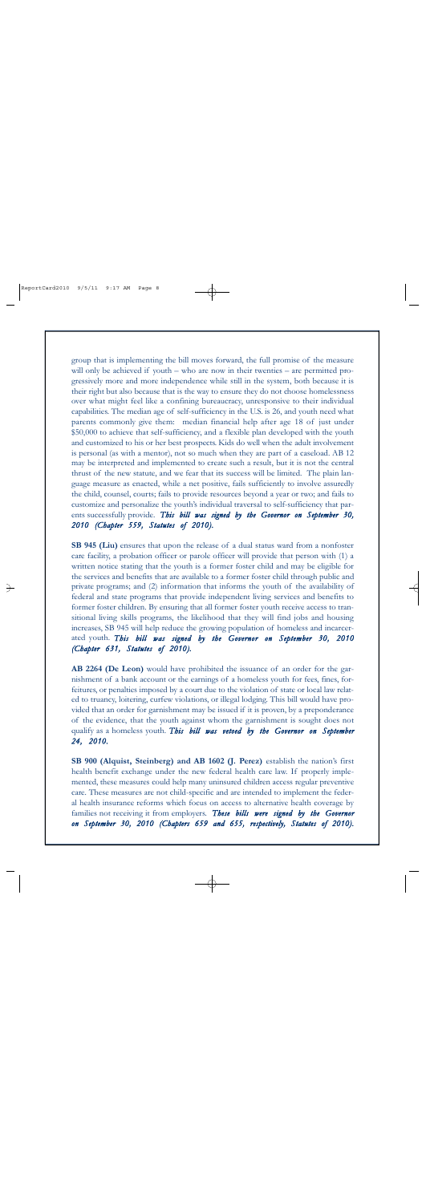group that is implementing the bill moves forward, the full promise of the measure will only be achieved if youth – who are now in their twenties – are permitted progressively more and more independence while still in the system, both because it is their right but also because that is the way to ensure they do not choose homelessness over what might feel like a confining bureaucracy, unresponsive to their individual capabilities. The median age of self-sufficiency in the U.S. is 26, and youth need what parents commonly give them: median financial help after age 18 of just under $50,000 to achieve that self-sufficiency, and a flexible plan developed with the youth and customized to his or her best prospects. Kids do well when the adult involvement is personal (as with a mentor), not so much when they are part of a caseload. AB 12 may be interpreted and implemented to create such a result, but it is not the central thrust of the new statute, and we fear that its success will be limited. The plain language measure as enacted, while a net positive, fails sufficiently to involve assuredly the child, counsel, courts; fails to provide resources beyond a year or two; and fails to customize and personalize the youth's individual traversal to self-sufficiency that parents successfully provide. ***This bill was signed by the Governor on September 30, 2010 (Chapter 559, Statutes of 2010).***

**SB 945 (Liu)** ensures that upon the release of a dual status ward from a nonfoster care facility, a probation officer or parole officer will provide that person with (1) a written notice stating that the youth is a former foster child and may be eligible for the services and benefits that are available to a former foster child through public and private programs; and (2) information that informs the youth of the availability of federal and state programs that provide independent living services and benefits to former foster children. By ensuring that all former foster youth receive access to transitional living skills programs, the likelihood that they will find jobs and housing increases, SB 945 will help reduce the growing population of homeless and incarcerated youth. ***This bill was signed by the Governor on September 30, 2010 (Chapter 631, Statutes of 2010).***

**AB 2264 (De Leon)** would have prohibited the issuance of an order for the garnishment of a bank account or the earnings of a homeless youth for fees, fines, forfeitures, or penalties imposed by a court due to the violation of state or local law related to truancy, loitering, curfew violations, or illegal lodging. This bill would have provided that an order for garnishment may be issued if it is proven, by a preponderance of the evidence, that the youth against whom the garnishment is sought does not qualify as a homeless youth. ***This bill was vetoed by the Governor on September 24, 2010.***

**SB 900 (Alquist, Steinberg) and AB 1602 (J. Perez)** establish the nation's first health benefit exchange under the new federal health care law. If properly implemented, these measures could help many uninsured children access regular preventive care. These measures are not child-specific and are intended to implement the federal health insurance reforms which focus on access to alternative health coverage by families not receiving it from employers. ***These bills were signed by the Governor on September 30, 2010 (Chapters 659 and 655, respectively, Statutes of 2010).***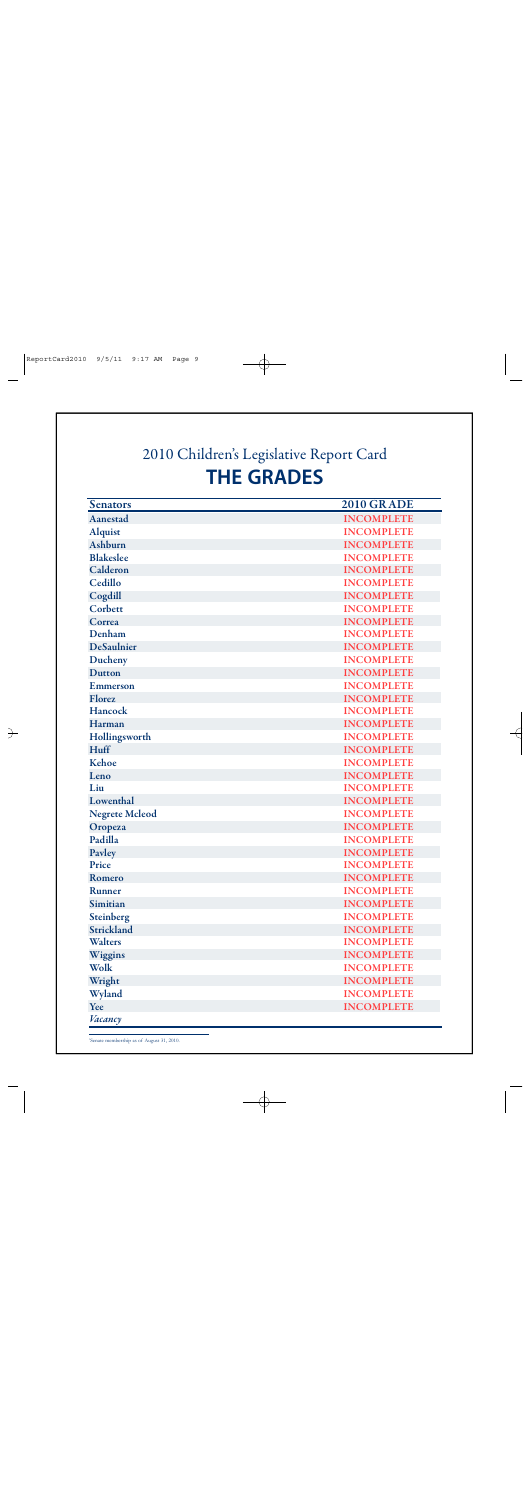# 2010 Children's Legislative Report Card

## THE GRADES

| Senators | 2010 GRADE |
| --- | --- |
| Aanestad | INCOMPLETE |
| Alquist | INCOMPLETE |
| Ashburn | INCOMPLETE |
| Blakeslee | INCOMPLETE |
| Calderon | INCOMPLETE |
| Cedillo | INCOMPLETE |
| Cogdill | INCOMPLETE |
| Corbett | INCOMPLETE |
| Correa | INCOMPLETE |
| Denham | INCOMPLETE |
| DeSaulnier | INCOMPLETE |
| Ducheny | INCOMPLETE |
| Dutton | INCOMPLETE |
| Emmerson | INCOMPLETE |
| Florez | INCOMPLETE |
| Hancock | INCOMPLETE |
| Harman | INCOMPLETE |
| Hollingsworth | INCOMPLETE |
| Huff | INCOMPLETE |
| Kehoe | INCOMPLETE |
| Leno | INCOMPLETE |
| Liu | INCOMPLETE |
| Lowenthal | INCOMPLETE |
| Negrete Mcleod | INCOMPLETE |
| Oropeza | INCOMPLETE |
| Padilla | INCOMPLETE |
| Pavley | INCOMPLETE |
| Price | INCOMPLETE |
| Romero | INCOMPLETE |
| Runner | INCOMPLETE |
| Simitian | INCOMPLETE |
| Steinberg | INCOMPLETE |
| Strickland | INCOMPLETE |
| Walters | INCOMPLETE |
| Wiggins | INCOMPLETE |
| Wolk | INCOMPLETE |
| Wright | INCOMPLETE |
| Wyland | INCOMPLETE |
| Yee | INCOMPLETE |
| *Vacancy* | |

Senate membership as of August 31, 2010.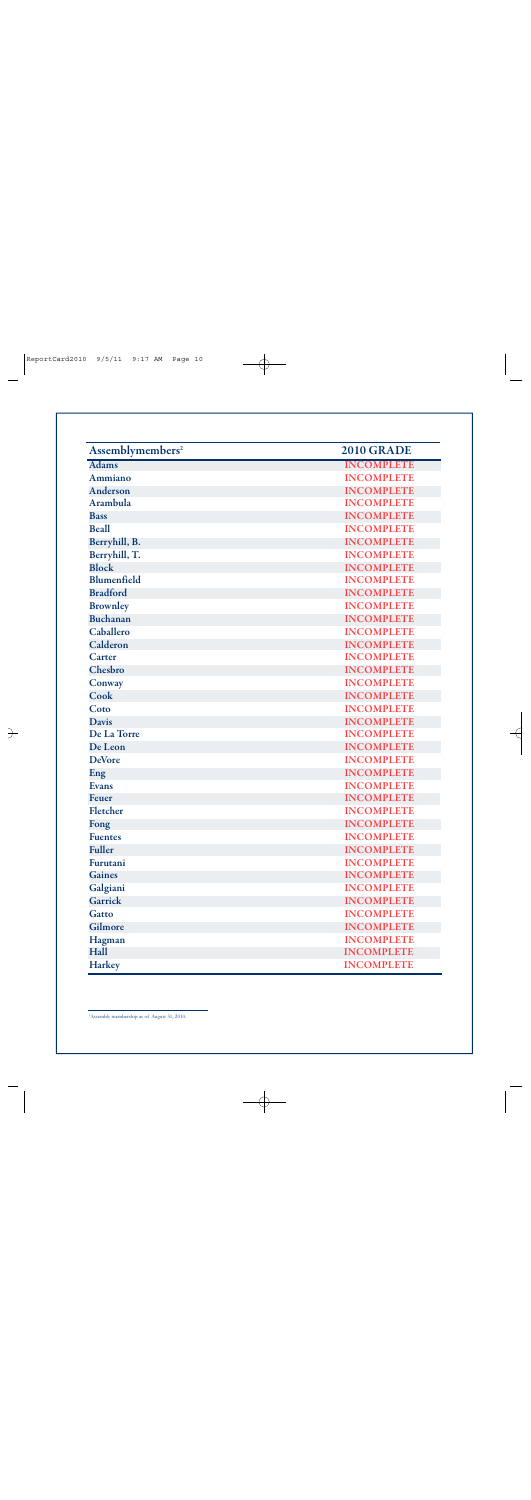| Assemblymembers[2] | 2010 GRADE |
|---|---|
| Adams | INCOMPLETE |
| Ammiano | INCOMPLETE |
| Anderson | INCOMPLETE |
| Arambula | INCOMPLETE |
| Bass | INCOMPLETE |
| Beall | INCOMPLETE |
| Berryhill, B. | INCOMPLETE |
| Berryhill, T. | INCOMPLETE |
| Block | INCOMPLETE |
| Blumenfield | INCOMPLETE |
| Bradford | INCOMPLETE |
| Brownley | INCOMPLETE |
| Buchanan | INCOMPLETE |
| Caballero | INCOMPLETE |
| Calderon | INCOMPLETE |
| Carter | INCOMPLETE |
| Chesbro | INCOMPLETE |
| Conway | INCOMPLETE |
| Cook | INCOMPLETE |
| Coto | INCOMPLETE |
| Davis | INCOMPLETE |
| De La Torre | INCOMPLETE |
| De Leon | INCOMPLETE |
| DeVore | INCOMPLETE |
| Eng | INCOMPLETE |
| Evans | INCOMPLETE |
| Feuer | INCOMPLETE |
| Fletcher | INCOMPLETE |
| Fong | INCOMPLETE |
| Fuentes | INCOMPLETE |
| Fuller | INCOMPLETE |
| Furutani | INCOMPLETE |
| Gaines | INCOMPLETE |
| Galgiani | INCOMPLETE |
| Garrick | INCOMPLETE |
| Gatto | INCOMPLETE |
| Gilmore | INCOMPLETE |
| Hagman | INCOMPLETE |
| Hall | INCOMPLETE |
| Harkey | INCOMPLETE |

[2] Assembly membership as of August 31, 2010.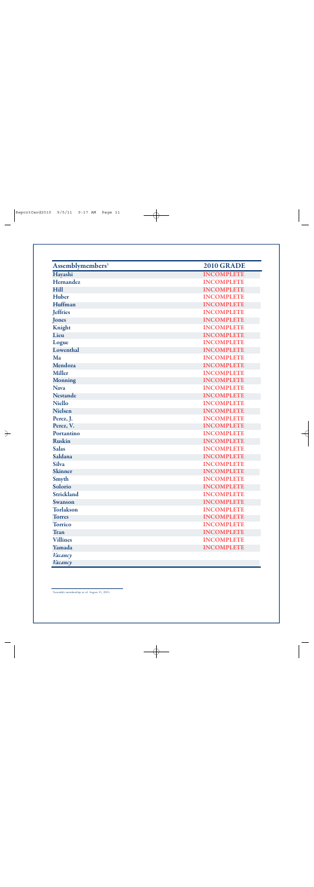| Assemblymembers[1] | 2010 GRADE |
|---|---|
| Hayashi | INCOMPLETE |
| Hernandez | INCOMPLETE |
| Hill | INCOMPLETE |
| Huber | INCOMPLETE |
| Huffman | INCOMPLETE |
| Jeffries | INCOMPLETE |
| Jones | INCOMPLETE |
| Knight | INCOMPLETE |
| Lieu | INCOMPLETE |
| Logue | INCOMPLETE |
| Lowenthal | INCOMPLETE |
| Ma | INCOMPLETE |
| Mendoza | INCOMPLETE |
| Miller | INCOMPLETE |
| Monning | INCOMPLETE |
| Nava | INCOMPLETE |
| Nestande | INCOMPLETE |
| Niello | INCOMPLETE |
| Nielsen | INCOMPLETE |
| Perez, J. | INCOMPLETE |
| Perez, V. | INCOMPLETE |
| Portantino | INCOMPLETE |
| Ruskin | INCOMPLETE |
| Salas | INCOMPLETE |
| Saldana | INCOMPLETE |
| Silva | INCOMPLETE |
| Skinner | INCOMPLETE |
| Smyth | INCOMPLETE |
| Solorio | INCOMPLETE |
| Strickland | INCOMPLETE |
| Swanson | INCOMPLETE |
| Torlakson | INCOMPLETE |
| Torres | INCOMPLETE |
| Torrico | INCOMPLETE |
| Tran | INCOMPLETE |
| Villines | INCOMPLETE |
| Yamada | INCOMPLETE |
| *Vacancy* | |
| *Vacancy* | |

[1]Assembly membership as of August 31, 2010.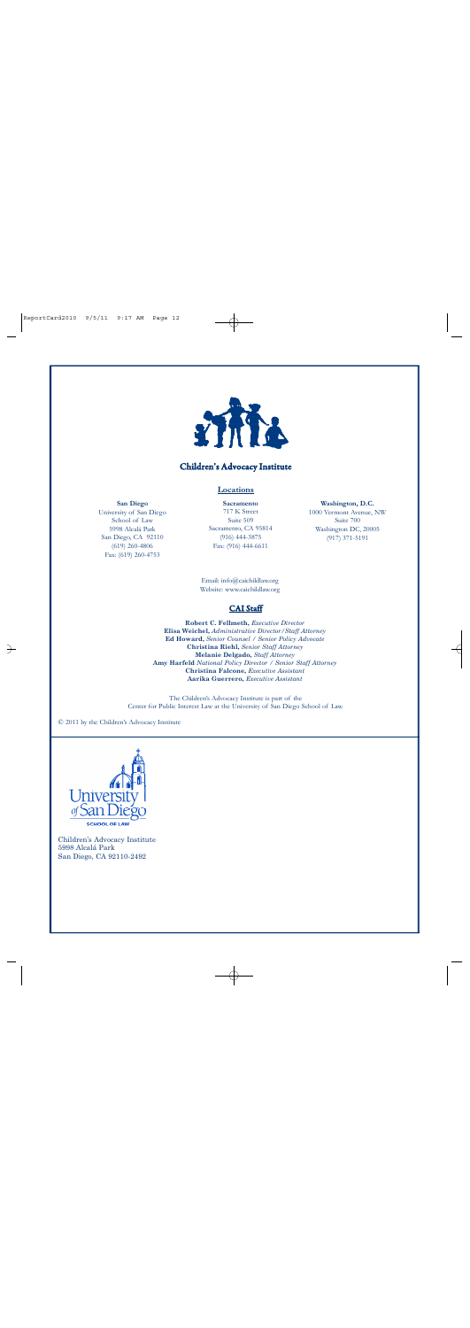## Children's Advocacy Institute

### Locations

**San Diego**
University of San Diego
School of Law
5998 Alcalá Park
San Diego, CA 92110
(619) 260-4806
Fax: (619) 260-4753

**Sacramento**
717 K Street
Suite 509
Sacramento, CA 95814
(916) 444-3875
Fax: (916) 444-6611

**Washington, D.C.**
1000 Vermont Avenue, NW
Suite 700
Washington DC, 20005
(917) 371-5191

Email: info@caichildlaw.org
Website: www.caichildlaw.org

### CAI Staff

**Robert C. Fellmeth,** *Executive Director*
**Elisa Weichel,** *Administrative Director / Staff Attorney*
**Ed Howard,** *Senior Counsel / Senior Policy Advocate*
**Christina Riehl,** *Senior Staff Attorney*
**Melanie Delgado,** *Staff Attorney*
**Amy Harfeld** *National Policy Director / Senior Staff Attorney*
**Christina Falcone,** *Executive Assistant*
**Aarika Guerrero,** *Executive Assistant*

The Children's Advocacy Institute is part of the
Center for Public Interest Law at the University of San Diego School of Law.

© 2011 by the Children's Advocacy Institute

University of San Diego
SCHOOL OF LAW

Children's Advocacy Institute
5998 Alcalá Park
San Diego, CA 92110-2492